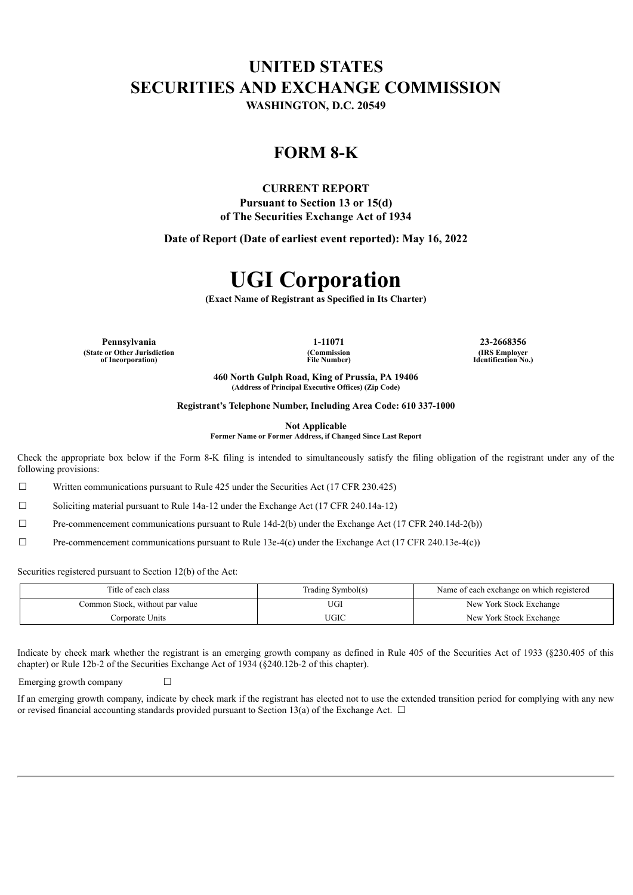# UNITED STATES
# SECURITIES AND EXCHANGE COMMISSION

**WASHINGTON, D.C. 20549**

## FORM 8-K

**CURRENT REPORT**
**Pursuant to Section 13 or 15(d)**
**of The Securities Exchange Act of 1934**

**Date of Report (Date of earliest event reported): May 16, 2022**

# UGI Corporation

**(Exact Name of Registrant as Specified in Its Charter)**

| **Pennsylvania** | **1-11071** | **23-2668356** |
|---|---|---|
| **(State or Other Jurisdiction of Incorporation)** | **(Commission File Number)** | **(IRS Employer Identification No.)** |

**460 North Gulph Road, King of Prussia, PA 19406**
**(Address of Principal Executive Offices) (Zip Code)**

**Registrant's Telephone Number, Including Area Code: 610 337-1000**

**Not Applicable**
**Former Name or Former Address, if Changed Since Last Report**

Check the appropriate box below if the Form 8-K filing is intended to simultaneously satisfy the filing obligation of the registrant under any of the following provisions:

☐ Written communications pursuant to Rule 425 under the Securities Act (17 CFR 230.425)

☐ Soliciting material pursuant to Rule 14a-12 under the Exchange Act (17 CFR 240.14a-12)

☐ Pre-commencement communications pursuant to Rule 14d-2(b) under the Exchange Act (17 CFR 240.14d-2(b))

☐ Pre-commencement communications pursuant to Rule 13e-4(c) under the Exchange Act (17 CFR 240.13e-4(c))

Securities registered pursuant to Section 12(b) of the Act:

| Title of each class | Trading Symbol(s) | Name of each exchange on which registered |
|---|---|---|
| Common Stock, without par value | UGI | New York Stock Exchange |
| Corporate Units | UGIC | New York Stock Exchange |

Indicate by check mark whether the registrant is an emerging growth company as defined in Rule 405 of the Securities Act of 1933 (§230.405 of this chapter) or Rule 12b-2 of the Securities Exchange Act of 1934 (§240.12b-2 of this chapter).

Emerging growth company ☐

If an emerging growth company, indicate by check mark if the registrant has elected not to use the extended transition period for complying with any new or revised financial accounting standards provided pursuant to Section 13(a) of the Exchange Act. ☐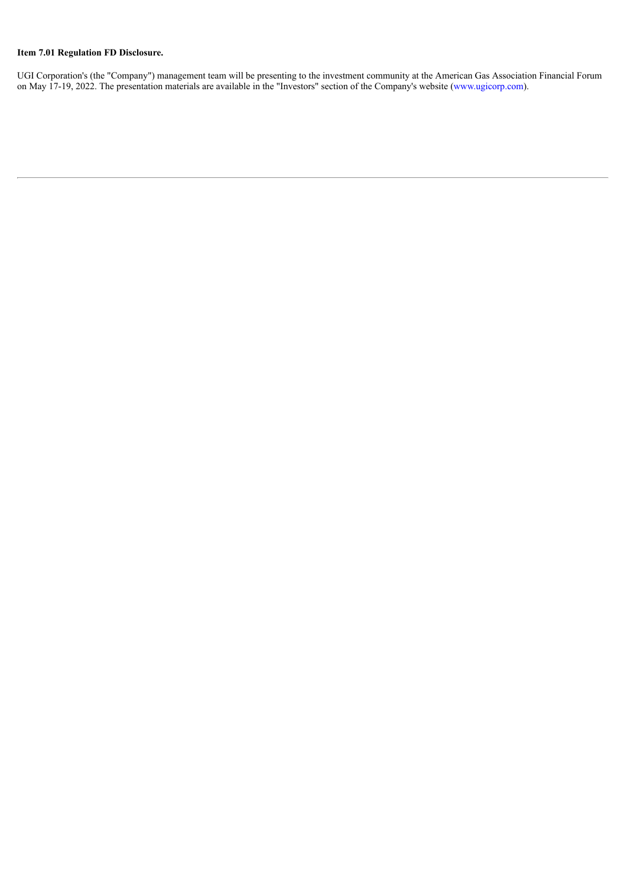**Item 7.01 Regulation FD Disclosure.**

UGI Corporation's (the "Company") management team will be presenting to the investment community at the American Gas Association Financial Forum on May 17-19, 2022. The presentation materials are available in the "Investors" section of the Company's website (www.ugicorp.com).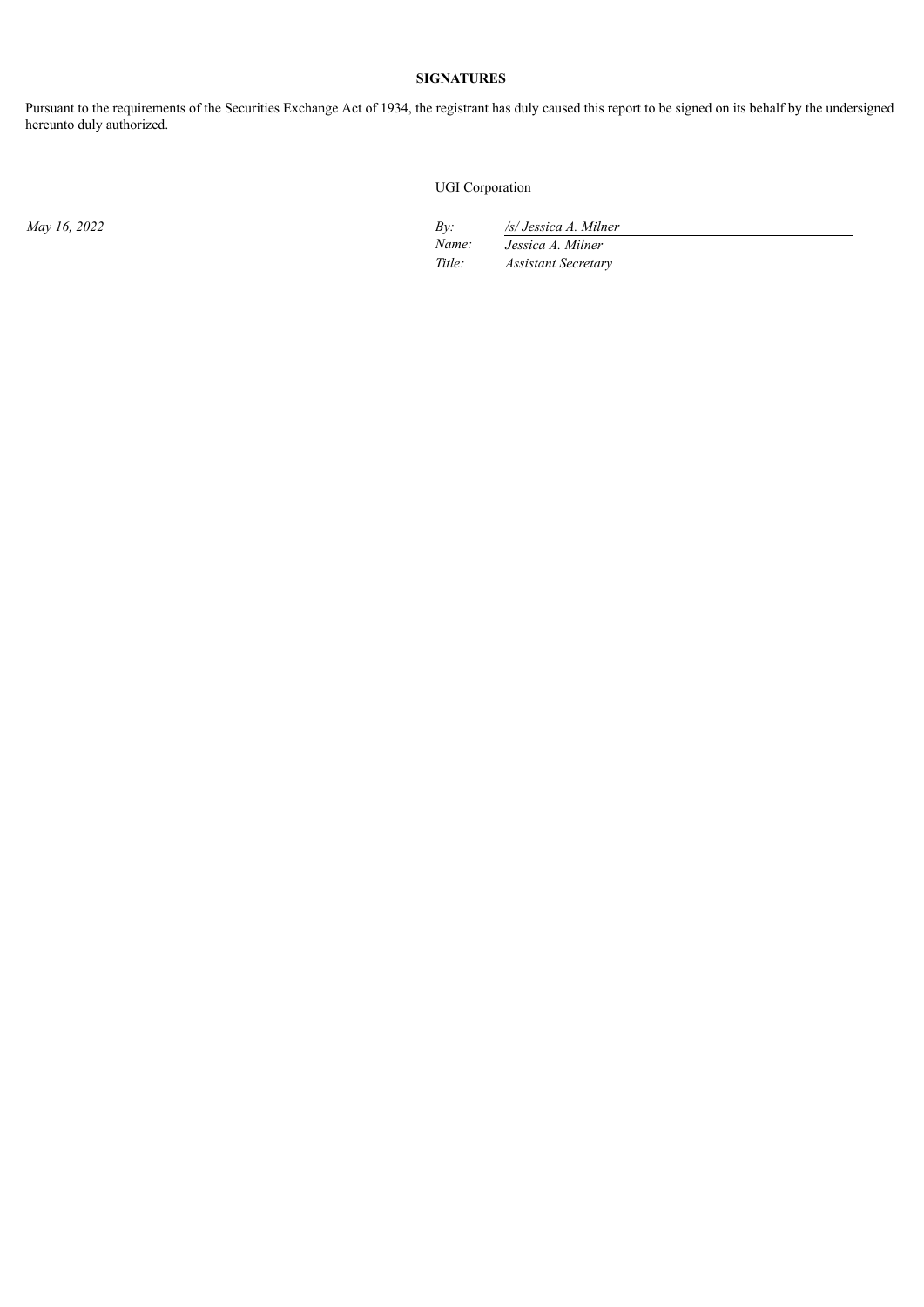**SIGNATURES**

Pursuant to the requirements of the Securities Exchange Act of 1934, the registrant has duly caused this report to be signed on its behalf by the undersigned hereunto duly authorized.

| | | |
|---|---|---|
| | UGI Corporation | |
| *May 16, 2022* | *By:* | */s/ Jessica A. Milner* |
| | *Name:* | *Jessica A. Milner* |
| | *Title:* | *Assistant Secretary* |